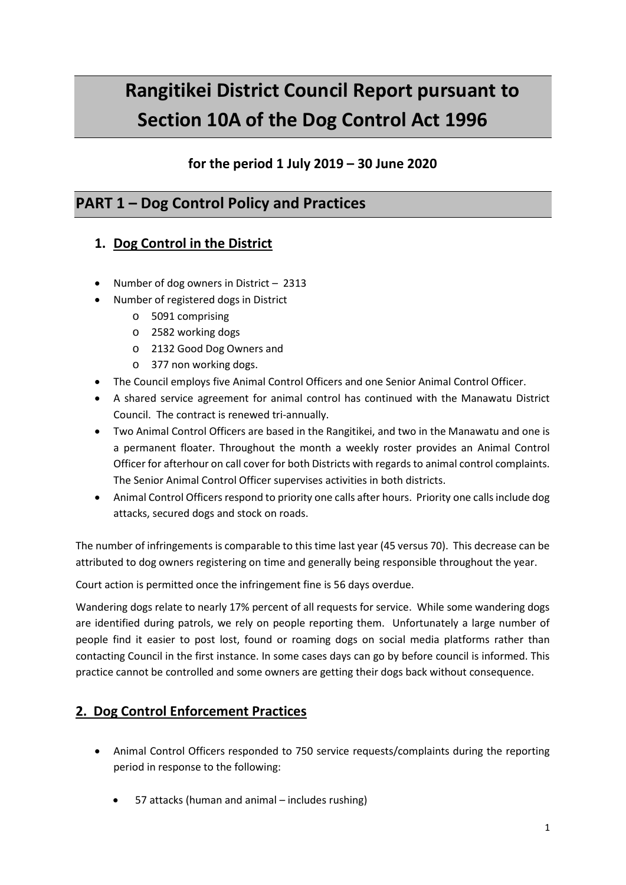# Rangitikei District Council Report pursuant to Section 10A of the Dog Control Act 1996

**for the period 1 July 2019 – 30 June 2020**

## PART 1 – Dog Control Policy and Practices

### 1. Dog Control in the District

- Number of dog owners in District – 2313
- Number of registered dogs in District
    - 5091 comprising
    - 2582 working dogs
    - 2132 Good Dog Owners and
    - 377 non working dogs.
- The Council employs five Animal Control Officers and one Senior Animal Control Officer.
- A shared service agreement for animal control has continued with the Manawatu District Council. The contract is renewed tri-annually.
- Two Animal Control Officers are based in the Rangitikei, and two in the Manawatu and one is a permanent floater. Throughout the month a weekly roster provides an Animal Control Officer for afterhour on call cover for both Districts with regards to animal control complaints. The Senior Animal Control Officer supervises activities in both districts.
- Animal Control Officers respond to priority one calls after hours. Priority one calls include dog attacks, secured dogs and stock on roads.

The number of infringements is comparable to this time last year (45 versus 70). This decrease can be attributed to dog owners registering on time and generally being responsible throughout the year.

Court action is permitted once the infringement fine is 56 days overdue.

Wandering dogs relate to nearly 17% percent of all requests for service. While some wandering dogs are identified during patrols, we rely on people reporting them. Unfortunately a large number of people find it easier to post lost, found or roaming dogs on social media platforms rather than contacting Council in the first instance. In some cases days can go by before council is informed. This practice cannot be controlled and some owners are getting their dogs back without consequence.

## 2. Dog Control Enforcement Practices

- Animal Control Officers responded to 750 service requests/complaints during the reporting period in response to the following:
    - 57 attacks (human and animal – includes rushing)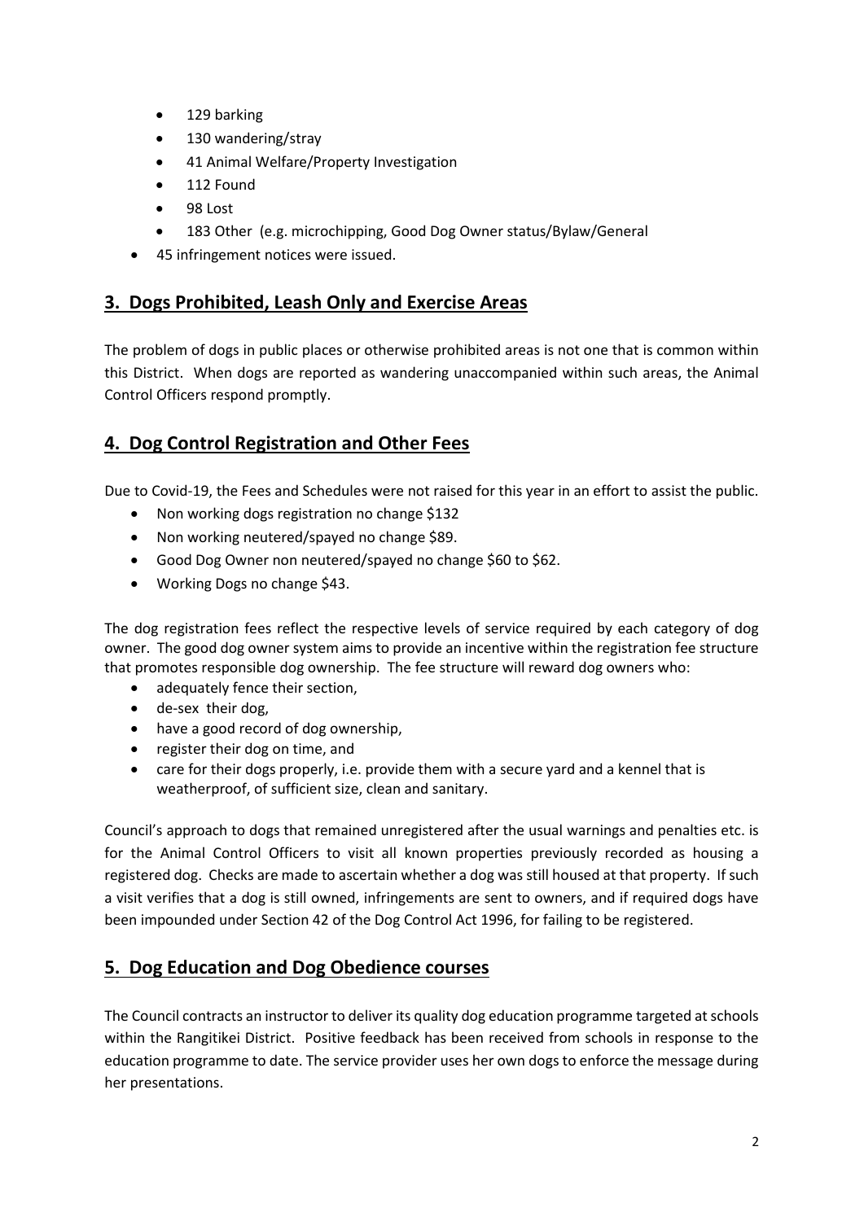- 129 barking
  - 130 wandering/stray
  - 41 Animal Welfare/Property Investigation
  - 112 Found
  - 98 Lost
  - 183 Other (e.g. microchipping, Good Dog Owner status/Bylaw/General
- 45 infringement notices were issued.

## 3. Dogs Prohibited, Leash Only and Exercise Areas

The problem of dogs in public places or otherwise prohibited areas is not one that is common within this District. When dogs are reported as wandering unaccompanied within such areas, the Animal Control Officers respond promptly.

## 4. Dog Control Registration and Other Fees

Due to Covid-19, the Fees and Schedules were not raised for this year in an effort to assist the public.

- Non working dogs registration no change $132
- Non working neutered/spayed no change $89.
- Good Dog Owner non neutered/spayed no change $60 to $62.
- Working Dogs no change $43.

The dog registration fees reflect the respective levels of service required by each category of dog owner. The good dog owner system aims to provide an incentive within the registration fee structure that promotes responsible dog ownership. The fee structure will reward dog owners who:

- adequately fence their section,
- de-sex their dog,
- have a good record of dog ownership,
- register their dog on time, and
- care for their dogs properly, i.e. provide them with a secure yard and a kennel that is weatherproof, of sufficient size, clean and sanitary.

Council's approach to dogs that remained unregistered after the usual warnings and penalties etc. is for the Animal Control Officers to visit all known properties previously recorded as housing a registered dog. Checks are made to ascertain whether a dog was still housed at that property. If such a visit verifies that a dog is still owned, infringements are sent to owners, and if required dogs have been impounded under Section 42 of the Dog Control Act 1996, for failing to be registered.

## 5. Dog Education and Dog Obedience courses

The Council contracts an instructor to deliver its quality dog education programme targeted at schools within the Rangitikei District. Positive feedback has been received from schools in response to the education programme to date. The service provider uses her own dogs to enforce the message during her presentations.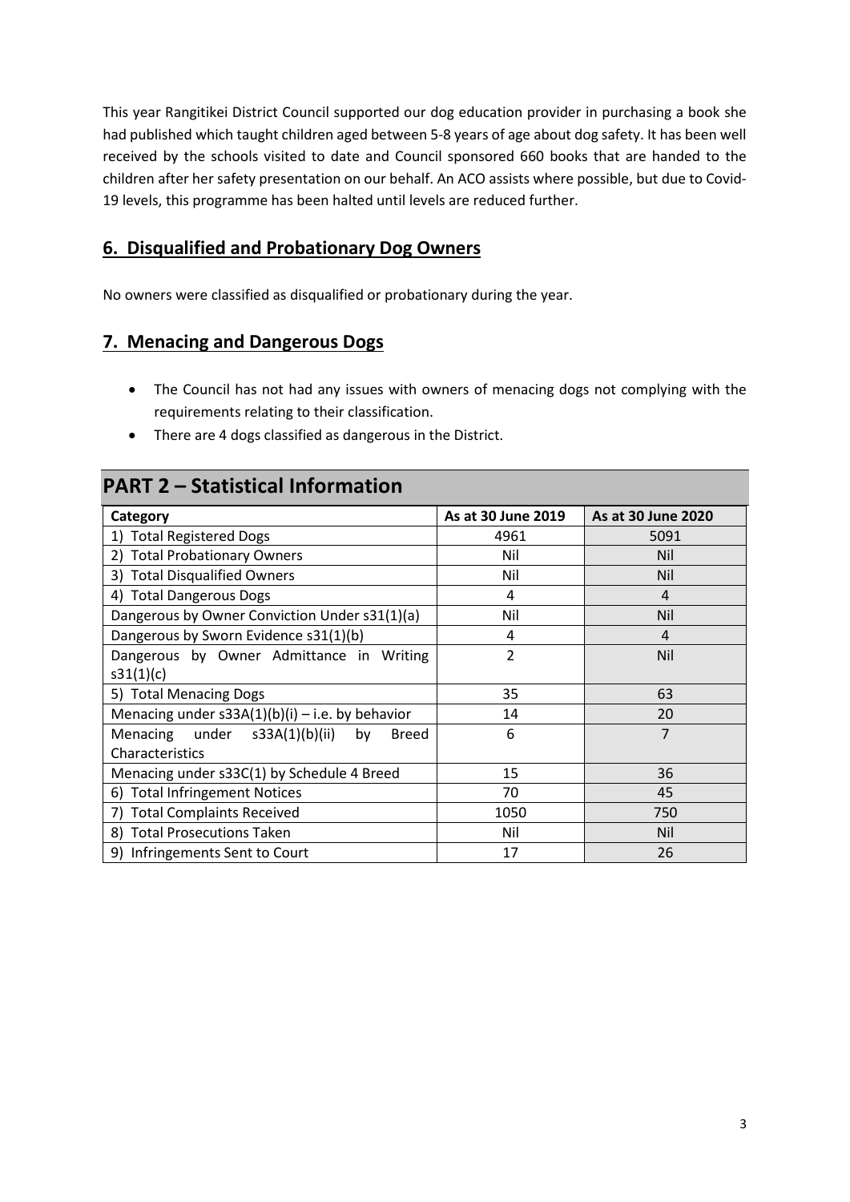This year Rangitikei District Council supported our dog education provider in purchasing a book she had published which taught children aged between 5-8 years of age about dog safety. It has been well received by the schools visited to date and Council sponsored 660 books that are handed to the children after her safety presentation on our behalf. An ACO assists where possible, but due to Covid-19 levels, this programme has been halted until levels are reduced further.

## 6. Disqualified and Probationary Dog Owners

No owners were classified as disqualified or probationary during the year.

## 7. Menacing and Dangerous Dogs

- The Council has not had any issues with owners of menacing dogs not complying with the requirements relating to their classification.
- There are 4 dogs classified as dangerous in the District.

# PART 2 – Statistical Information

| Category | As at 30 June 2019 | As at 30 June 2020 |
|---|---|---|
| 1) Total Registered Dogs | 4961 | 5091 |
| 2) Total Probationary Owners | Nil | Nil |
| 3) Total Disqualified Owners | Nil | Nil |
| 4) Total Dangerous Dogs | 4 | 4 |
| Dangerous by Owner Conviction Under s31(1)(a) | Nil | Nil |
| Dangerous by Sworn Evidence s31(1)(b) | 4 | 4 |
| Dangerous by Owner Admittance in Writing s31(1)(c) | 2 | Nil |
| 5) Total Menacing Dogs | 35 | 63 |
| Menacing under s33A(1)(b)(i) – i.e. by behavior | 14 | 20 |
| Menacing under s33A(1)(b)(ii) by Breed Characteristics | 6 | 7 |
| Menacing under s33C(1) by Schedule 4 Breed | 15 | 36 |
| 6) Total Infringement Notices | 70 | 45 |
| 7) Total Complaints Received | 1050 | 750 |
| 8) Total Prosecutions Taken | Nil | Nil |
| 9) Infringements Sent to Court | 17 | 26 |